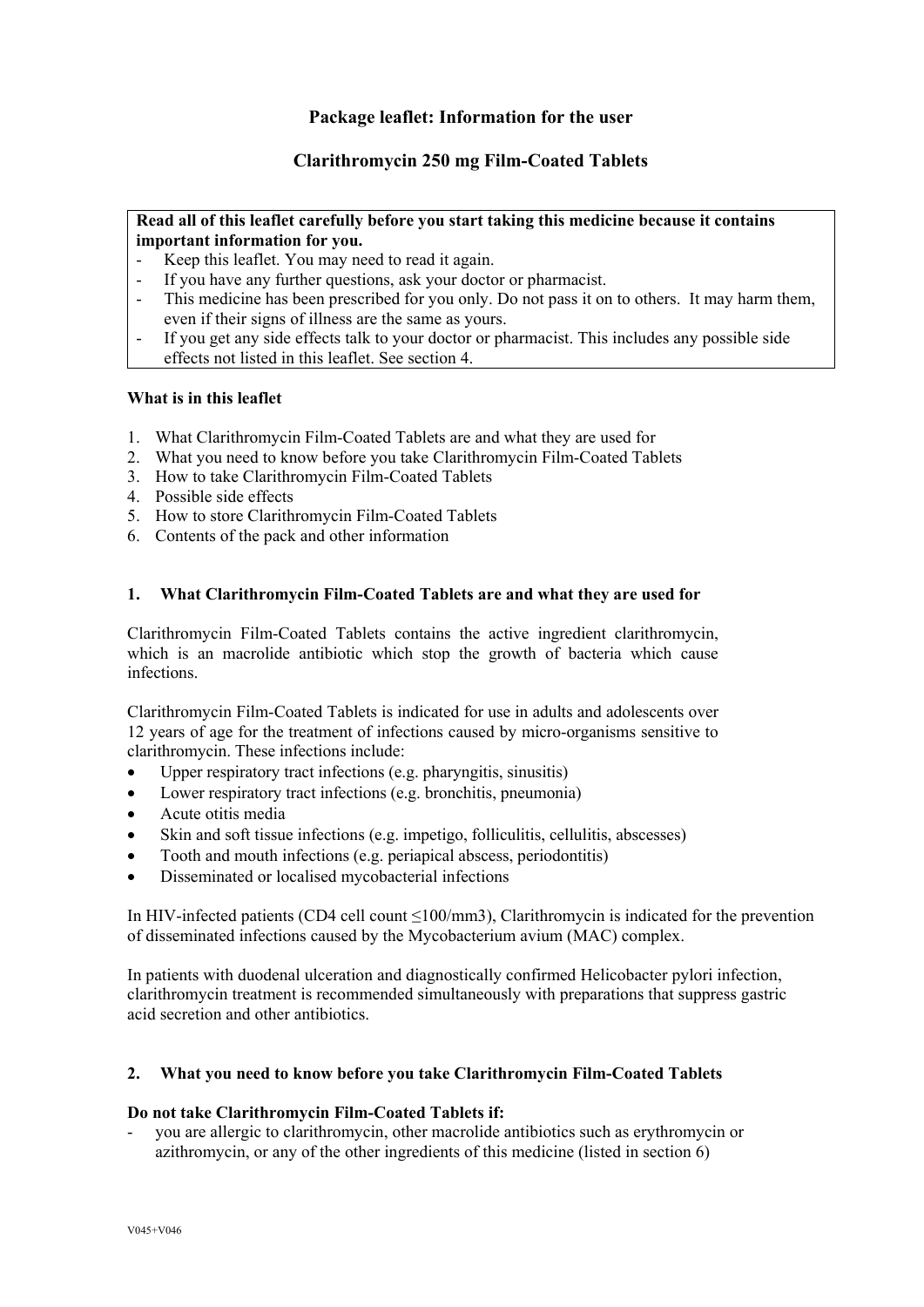## Package leaflet: Information for the user

## Clarithromycin 250 mg Film-Coated Tablets

**Read all of this leaflet carefully before you start taking this medicine because it contains important information for you.**
- Keep this leaflet. You may need to read it again.
- If you have any further questions, ask your doctor or pharmacist.
- This medicine has been prescribed for you only. Do not pass it on to others. It may harm them, even if their signs of illness are the same as yours.
- If you get any side effects talk to your doctor or pharmacist. This includes any possible side effects not listed in this leaflet. See section 4.

**What is in this leaflet**

1. What Clarithromycin Film-Coated Tablets are and what they are used for
2. What you need to know before you take Clarithromycin Film-Coated Tablets
3. How to take Clarithromycin Film-Coated Tablets
4. Possible side effects
5. How to store Clarithromycin Film-Coated Tablets
6. Contents of the pack and other information

### 1. What Clarithromycin Film-Coated Tablets are and what they are used for

Clarithromycin Film-Coated Tablets contains the active ingredient clarithromycin, which is an macrolide antibiotic which stop the growth of bacteria which cause infections.

Clarithromycin Film-Coated Tablets is indicated for use in adults and adolescents over 12 years of age for the treatment of infections caused by micro-organisms sensitive to clarithromycin. These infections include:

- Upper respiratory tract infections (e.g. pharyngitis, sinusitis)
- Lower respiratory tract infections (e.g. bronchitis, pneumonia)
- Acute otitis media
- Skin and soft tissue infections (e.g. impetigo, folliculitis, cellulitis, abscesses)
- Tooth and mouth infections (e.g. periapical abscess, periodontitis)
- Disseminated or localised mycobacterial infections

In HIV-infected patients (CD4 cell count ≤100/mm3), Clarithromycin is indicated for the prevention of disseminated infections caused by the Mycobacterium avium (MAC) complex.

In patients with duodenal ulceration and diagnostically confirmed Helicobacter pylori infection, clarithromycin treatment is recommended simultaneously with preparations that suppress gastric acid secretion and other antibiotics.

### 2. What you need to know before you take Clarithromycin Film-Coated Tablets

**Do not take Clarithromycin Film-Coated Tablets if:**
- you are allergic to clarithromycin, other macrolide antibiotics such as erythromycin or azithromycin, or any of the other ingredients of this medicine (listed in section 6)

V045+V046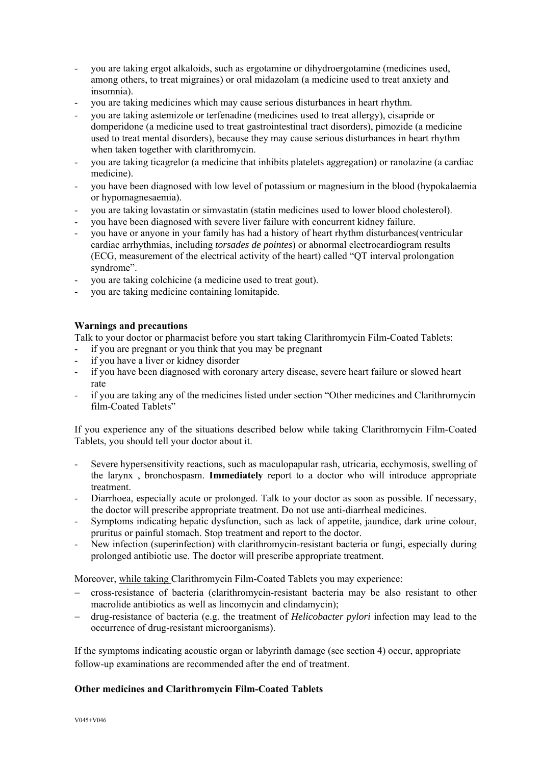- you are taking ergot alkaloids, such as ergotamine or dihydroergotamine (medicines used, among others, to treat migraines) or oral midazolam (a medicine used to treat anxiety and insomnia).
- you are taking medicines which may cause serious disturbances in heart rhythm.
- you are taking astemizole or terfenadine (medicines used to treat allergy), cisapride or domperidone (a medicine used to treat gastrointestinal tract disorders), pimozide (a medicine used to treat mental disorders), because they may cause serious disturbances in heart rhythm when taken together with clarithromycin.
- you are taking ticagrelor (a medicine that inhibits platelets aggregation) or ranolazine (a cardiac medicine).
- you have been diagnosed with low level of potassium or magnesium in the blood (hypokalaemia or hypomagnesaemia).
- you are taking lovastatin or simvastatin (statin medicines used to lower blood cholesterol).
- you have been diagnosed with severe liver failure with concurrent kidney failure.
- you have or anyone in your family has had a history of heart rhythm disturbances(ventricular cardiac arrhythmias, including *torsades de pointes*) or abnormal electrocardiogram results (ECG, measurement of the electrical activity of the heart) called "QT interval prolongation syndrome".
- you are taking colchicine (a medicine used to treat gout).
- you are taking medicine containing lomitapide.

**Warnings and precautions**

Talk to your doctor or pharmacist before you start taking Clarithromycin Film-Coated Tablets:

- if you are pregnant or you think that you may be pregnant
- if you have a liver or kidney disorder
- if you have been diagnosed with coronary artery disease, severe heart failure or slowed heart rate
- if you are taking any of the medicines listed under section "Other medicines and Clarithromycin film-Coated Tablets"

If you experience any of the situations described below while taking Clarithromycin Film-Coated Tablets, you should tell your doctor about it.

- Severe hypersensitivity reactions, such as maculopapular rash, utricaria, ecchymosis, swelling of the larynx , bronchospasm. **Immediately** report to a doctor who will introduce appropriate treatment.
- Diarrhoea, especially acute or prolonged. Talk to your doctor as soon as possible. If necessary, the doctor will prescribe appropriate treatment. Do not use anti-diarrheal medicines.
- Symptoms indicating hepatic dysfunction, such as lack of appetite, jaundice, dark urine colour, pruritus or painful stomach. Stop treatment and report to the doctor.
- New infection (superinfection) with clarithromycin-resistant bacteria or fungi, especially during prolonged antibiotic use. The doctor will prescribe appropriate treatment.

Moreover, while taking Clarithromycin Film-Coated Tablets you may experience:

- cross-resistance of bacteria (clarithromycin-resistant bacteria may be also resistant to other macrolide antibiotics as well as lincomycin and clindamycin);
- drug-resistance of bacteria (e.g. the treatment of *Helicobacter pylori* infection may lead to the occurrence of drug-resistant microorganisms).

If the symptoms indicating acoustic organ or labyrinth damage (see section 4) occur, appropriate follow-up examinations are recommended after the end of treatment.

**Other medicines and Clarithromycin Film-Coated Tablets**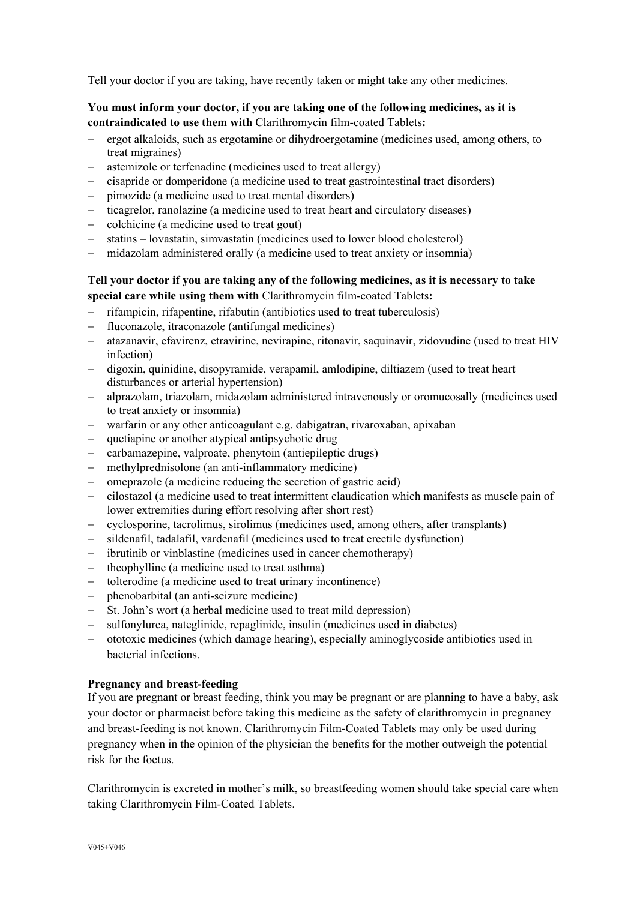Tell your doctor if you are taking, have recently taken or might take any other medicines.

**You must inform your doctor, if you are taking one of the following medicines, as it is contraindicated to use them with** Clarithromycin film-coated Tablets**:**

- ergot alkaloids, such as ergotamine or dihydroergotamine (medicines used, among others, to treat migraines)
- astemizole or terfenadine (medicines used to treat allergy)
- cisapride or domperidone (a medicine used to treat gastrointestinal tract disorders)
- pimozide (a medicine used to treat mental disorders)
- ticagrelor, ranolazine (a medicine used to treat heart and circulatory diseases)
- colchicine (a medicine used to treat gout)
- statins – lovastatin, simvastatin (medicines used to lower blood cholesterol)
- midazolam administered orally (a medicine used to treat anxiety or insomnia)

**Tell your doctor if you are taking any of the following medicines, as it is necessary to take special care while using them with** Clarithromycin film-coated Tablets**:**

- rifampicin, rifapentine, rifabutin (antibiotics used to treat tuberculosis)
- fluconazole, itraconazole (antifungal medicines)
- atazanavir, efavirenz, etravirine, nevirapine, ritonavir, saquinavir, zidovudine (used to treat HIV infection)
- digoxin, quinidine, disopyramide, verapamil, amlodipine, diltiazem (used to treat heart disturbances or arterial hypertension)
- alprazolam, triazolam, midazolam administered intravenously or oromucosally (medicines used to treat anxiety or insomnia)
- warfarin or any other anticoagulant e.g. dabigatran, rivaroxaban, apixaban
- quetiapine or another atypical antipsychotic drug
- carbamazepine, valproate, phenytoin (antiepileptic drugs)
- methylprednisolone (an anti-inflammatory medicine)
- omeprazole (a medicine reducing the secretion of gastric acid)
- cilostazol (a medicine used to treat intermittent claudication which manifests as muscle pain of lower extremities during effort resolving after short rest)
- cyclosporine, tacrolimus, sirolimus (medicines used, among others, after transplants)
- sildenafil, tadalafil, vardenafil (medicines used to treat erectile dysfunction)
- ibrutinib or vinblastine (medicines used in cancer chemotherapy)
- theophylline (a medicine used to treat asthma)
- tolterodine (a medicine used to treat urinary incontinence)
- phenobarbital (an anti-seizure medicine)
- St. John's wort (a herbal medicine used to treat mild depression)
- sulfonylurea, nateglinide, repaglinide, insulin (medicines used in diabetes)
- ototoxic medicines (which damage hearing), especially aminoglycoside antibiotics used in bacterial infections.

**Pregnancy and breast-feeding**

If you are pregnant or breast feeding, think you may be pregnant or are planning to have a baby, ask your doctor or pharmacist before taking this medicine as the safety of clarithromycin in pregnancy and breast-feeding is not known. Clarithromycin Film-Coated Tablets may only be used during pregnancy when in the opinion of the physician the benefits for the mother outweigh the potential risk for the foetus.

Clarithromycin is excreted in mother's milk, so breastfeeding women should take special care when taking Clarithromycin Film-Coated Tablets.

V045+V046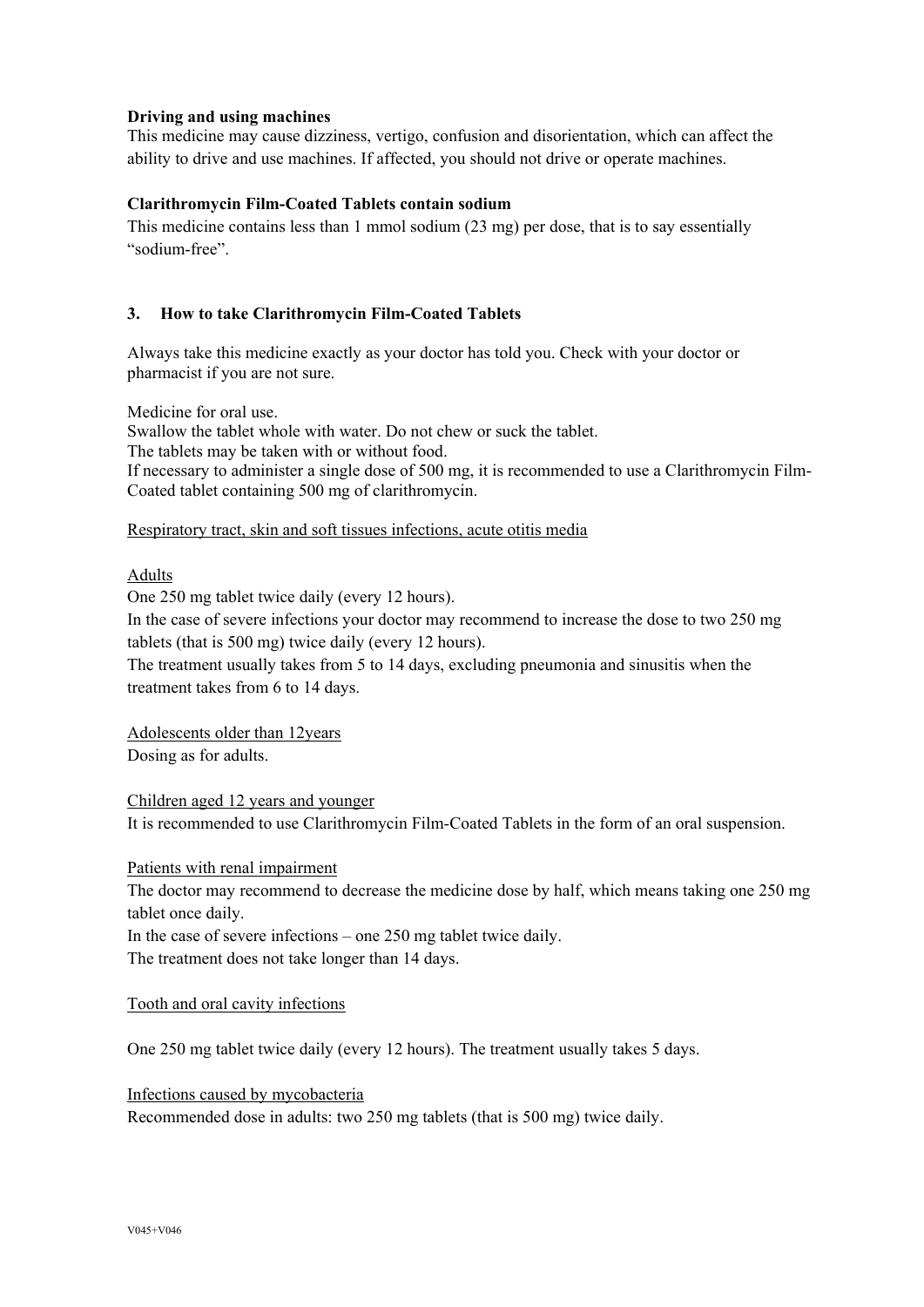**Driving and using machines**
This medicine may cause dizziness, vertigo, confusion and disorientation, which can affect the ability to drive and use machines. If affected, you should not drive or operate machines.

**Clarithromycin Film-Coated Tablets contain sodium**
This medicine contains less than 1 mmol sodium (23 mg) per dose, that is to say essentially "sodium-free".

## 3. How to take Clarithromycin Film-Coated Tablets

Always take this medicine exactly as your doctor has told you. Check with your doctor or pharmacist if you are not sure.

Medicine for oral use.
Swallow the tablet whole with water. Do not chew or suck the tablet.
The tablets may be taken with or without food.
If necessary to administer a single dose of 500 mg, it is recommended to use a Clarithromycin Film-Coated tablet containing 500 mg of clarithromycin.

<u>Respiratory tract, skin and soft tissues infections, acute otitis media</u>

<u>Adults</u>
One 250 mg tablet twice daily (every 12 hours).
In the case of severe infections your doctor may recommend to increase the dose to two 250 mg tablets (that is 500 mg) twice daily (every 12 hours).
The treatment usually takes from 5 to 14 days, excluding pneumonia and sinusitis when the treatment takes from 6 to 14 days.

<u>Adolescents older than 12years</u>
Dosing as for adults.

<u>Children aged 12 years and younger</u>
It is recommended to use Clarithromycin Film-Coated Tablets in the form of an oral suspension.

<u>Patients with renal impairment</u>
The doctor may recommend to decrease the medicine dose by half, which means taking one 250 mg tablet once daily.
In the case of severe infections – one 250 mg tablet twice daily.
The treatment does not take longer than 14 days.

<u>Tooth and oral cavity infections</u>

One 250 mg tablet twice daily (every 12 hours). The treatment usually takes 5 days.

<u>Infections caused by mycobacteria</u>
Recommended dose in adults: two 250 mg tablets (that is 500 mg) twice daily.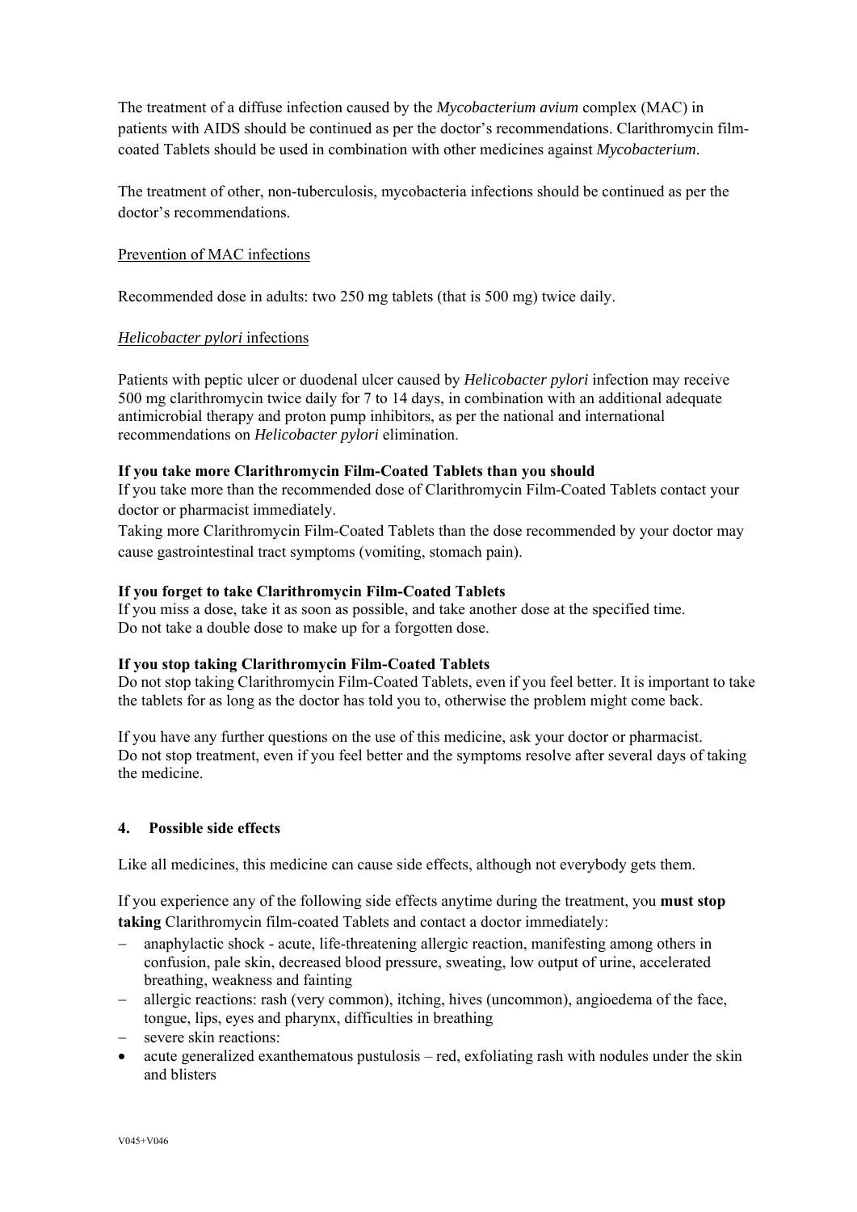The treatment of a diffuse infection caused by the *Mycobacterium avium* complex (MAC) in patients with AIDS should be continued as per the doctor's recommendations. Clarithromycin film-coated Tablets should be used in combination with other medicines against *Mycobacterium*.

The treatment of other, non-tuberculosis, mycobacteria infections should be continued as per the doctor's recommendations.

Prevention of MAC infections

Recommended dose in adults: two 250 mg tablets (that is 500 mg) twice daily.

*Helicobacter pylori* infections

Patients with peptic ulcer or duodenal ulcer caused by *Helicobacter pylori* infection may receive 500 mg clarithromycin twice daily for 7 to 14 days, in combination with an additional adequate antimicrobial therapy and proton pump inhibitors, as per the national and international recommendations on *Helicobacter pylori* elimination.

**If you take more Clarithromycin Film-Coated Tablets than you should**
If you take more than the recommended dose of Clarithromycin Film-Coated Tablets contact your doctor or pharmacist immediately.
Taking more Clarithromycin Film-Coated Tablets than the dose recommended by your doctor may cause gastrointestinal tract symptoms (vomiting, stomach pain).

**If you forget to take Clarithromycin Film-Coated Tablets**
If you miss a dose, take it as soon as possible, and take another dose at the specified time.
Do not take a double dose to make up for a forgotten dose.

**If you stop taking Clarithromycin Film-Coated Tablets**
Do not stop taking Clarithromycin Film-Coated Tablets, even if you feel better. It is important to take the tablets for as long as the doctor has told you to, otherwise the problem might come back.

If you have any further questions on the use of this medicine, ask your doctor or pharmacist.
Do not stop treatment, even if you feel better and the symptoms resolve after several days of taking the medicine.

## 4. Possible side effects

Like all medicines, this medicine can cause side effects, although not everybody gets them.

If you experience any of the following side effects anytime during the treatment, you **must stop taking** Clarithromycin film-coated Tablets and contact a doctor immediately:

- anaphylactic shock - acute, life-threatening allergic reaction, manifesting among others in confusion, pale skin, decreased blood pressure, sweating, low output of urine, accelerated breathing, weakness and fainting
- allergic reactions: rash (very common), itching, hives (uncommon), angioedema of the face, tongue, lips, eyes and pharynx, difficulties in breathing
- severe skin reactions:
- acute generalized exanthematous pustulosis – red, exfoliating rash with nodules under the skin and blisters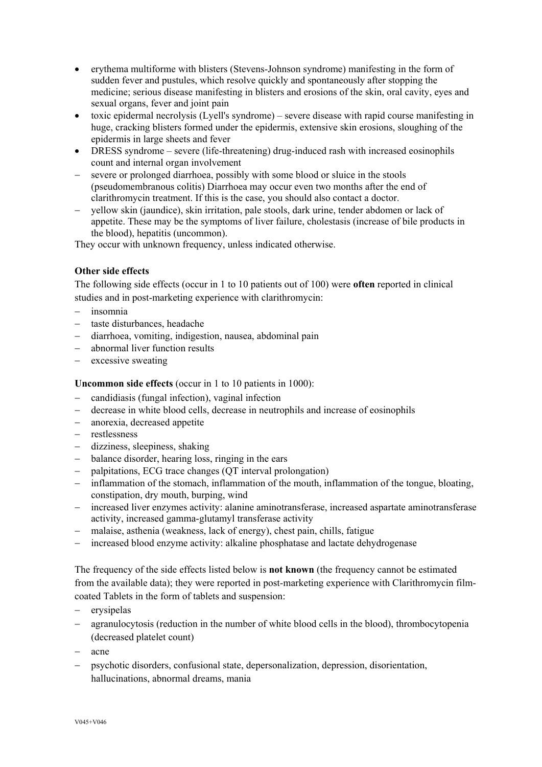- erythema multiforme with blisters (Stevens-Johnson syndrome) manifesting in the form of sudden fever and pustules, which resolve quickly and spontaneously after stopping the medicine; serious disease manifesting in blisters and erosions of the skin, oral cavity, eyes and sexual organs, fever and joint pain
- toxic epidermal necrolysis (Lyell's syndrome) – severe disease with rapid course manifesting in huge, cracking blisters formed under the epidermis, extensive skin erosions, sloughing of the epidermis in large sheets and fever
- DRESS syndrome – severe (life-threatening) drug-induced rash with increased eosinophils count and internal organ involvement

– severe or prolonged diarrhoea, possibly with some blood or sluice in the stools (pseudomembranous colitis) Diarrhoea may occur even two months after the end of clarithromycin treatment. If this is the case, you should also contact a doctor.
– yellow skin (jaundice), skin irritation, pale stools, dark urine, tender abdomen or lack of appetite. These may be the symptoms of liver failure, cholestasis (increase of bile products in the blood), hepatitis (uncommon).

They occur with unknown frequency, unless indicated otherwise.

**Other side effects**

The following side effects (occur in 1 to 10 patients out of 100) were **often** reported in clinical studies and in post-marketing experience with clarithromycin:

- insomnia
- taste disturbances, headache
- diarrhoea, vomiting, indigestion, nausea, abdominal pain
- abnormal liver function results
- excessive sweating

**Uncommon side effects** (occur in 1 to 10 patients in 1000):

- candidiasis (fungal infection), vaginal infection
- decrease in white blood cells, decrease in neutrophils and increase of eosinophils
- anorexia, decreased appetite
- restlessness
- dizziness, sleepiness, shaking
- balance disorder, hearing loss, ringing in the ears
- palpitations, ECG trace changes (QT interval prolongation)
- inflammation of the stomach, inflammation of the mouth, inflammation of the tongue, bloating, constipation, dry mouth, burping, wind
- increased liver enzymes activity: alanine aminotransferase, increased aspartate aminotransferase activity, increased gamma-glutamyl transferase activity
- malaise, asthenia (weakness, lack of energy), chest pain, chills, fatigue
- increased blood enzyme activity: alkaline phosphatase and lactate dehydrogenase

The frequency of the side effects listed below is **not known** (the frequency cannot be estimated from the available data); they were reported in post-marketing experience with Clarithromycin film-coated Tablets in the form of tablets and suspension:

- erysipelas
- agranulocytosis (reduction in the number of white blood cells in the blood), thrombocytopenia (decreased platelet count)
- acne
- psychotic disorders, confusional state, depersonalization, depression, disorientation, hallucinations, abnormal dreams, mania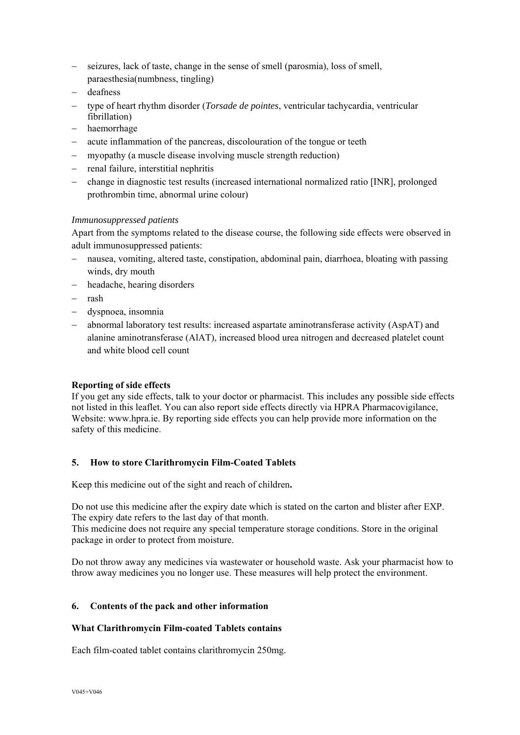- seizures, lack of taste, change in the sense of smell (parosmia), loss of smell, paraesthesia(numbness, tingling)
- deafness
- type of heart rhythm disorder (*Torsade de pointes*, ventricular tachycardia, ventricular fibrillation)
- haemorrhage
- acute inflammation of the pancreas, discolouration of the tongue or teeth
- myopathy (a muscle disease involving muscle strength reduction)
- renal failure, interstitial nephritis
- change in diagnostic test results (increased international normalized ratio [INR], prolonged prothrombin time, abnormal urine colour)

*Immunosuppressed patients*

Apart from the symptoms related to the disease course, the following side effects were observed in adult immunosuppressed patients:

- nausea, vomiting, altered taste, constipation, abdominal pain, diarrhoea, bloating with passing winds, dry mouth
- headache, hearing disorders
- rash
- dyspnoea, insomnia
- abnormal laboratory test results: increased aspartate aminotransferase activity (AspAT) and alanine aminotransferase (AlAT), increased blood urea nitrogen and decreased platelet count and white blood cell count

**Reporting of side effects**

If you get any side effects, talk to your doctor or pharmacist. This includes any possible side effects not listed in this leaflet. You can also report side effects directly via HPRA Pharmacovigilance, Website: www.hpra.ie. By reporting side effects you can help provide more information on the safety of this medicine.

## 5. How to store Clarithromycin Film-Coated Tablets

Keep this medicine out of the sight and reach of children**.**

Do not use this medicine after the expiry date which is stated on the carton and blister after EXP. The expiry date refers to the last day of that month.
This medicine does not require any special temperature storage conditions. Store in the original package in order to protect from moisture.

Do not throw away any medicines via wastewater or household waste. Ask your pharmacist how to throw away medicines you no longer use. These measures will help protect the environment.

## 6. Contents of the pack and other information

**What Clarithromycin Film-coated Tablets contains**

Each film-coated tablet contains clarithromycin 250mg.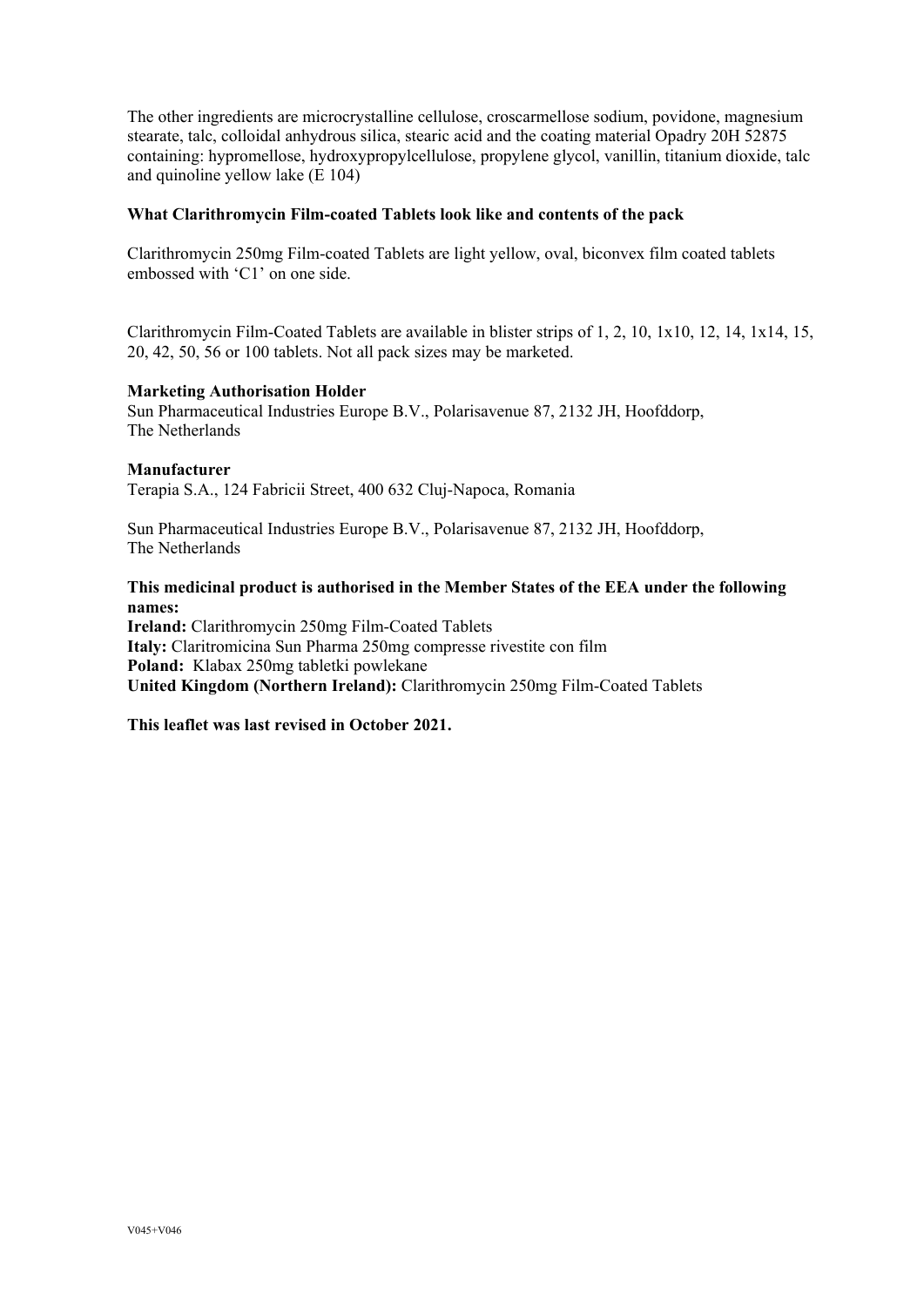The other ingredients are microcrystalline cellulose, croscarmellose sodium, povidone, magnesium stearate, talc, colloidal anhydrous silica, stearic acid and the coating material Opadry 20H 52875 containing: hypromellose, hydroxypropylcellulose, propylene glycol, vanillin, titanium dioxide, talc and quinoline yellow lake (E 104)

**What Clarithromycin Film-coated Tablets look like and contents of the pack**

Clarithromycin 250mg Film-coated Tablets are light yellow, oval, biconvex film coated tablets embossed with 'C1' on one side.

Clarithromycin Film-Coated Tablets are available in blister strips of 1, 2, 10, 1x10, 12, 14, 1x14, 15, 20, 42, 50, 56 or 100 tablets. Not all pack sizes may be marketed.

**Marketing Authorisation Holder**
Sun Pharmaceutical Industries Europe B.V., Polarisavenue 87, 2132 JH, Hoofddorp, The Netherlands

**Manufacturer**
Terapia S.A., 124 Fabricii Street, 400 632 Cluj-Napoca, Romania

Sun Pharmaceutical Industries Europe B.V., Polarisavenue 87, 2132 JH, Hoofddorp, The Netherlands

**This medicinal product is authorised in the Member States of the EEA under the following names:**
**Ireland:** Clarithromycin 250mg Film-Coated Tablets
**Italy:** Claritromicina Sun Pharma 250mg compresse rivestite con film
**Poland:** Klabax 250mg tabletki powlekane
**United Kingdom (Northern Ireland):** Clarithromycin 250mg Film-Coated Tablets

**This leaflet was last revised in October 2021.**

V045+V046